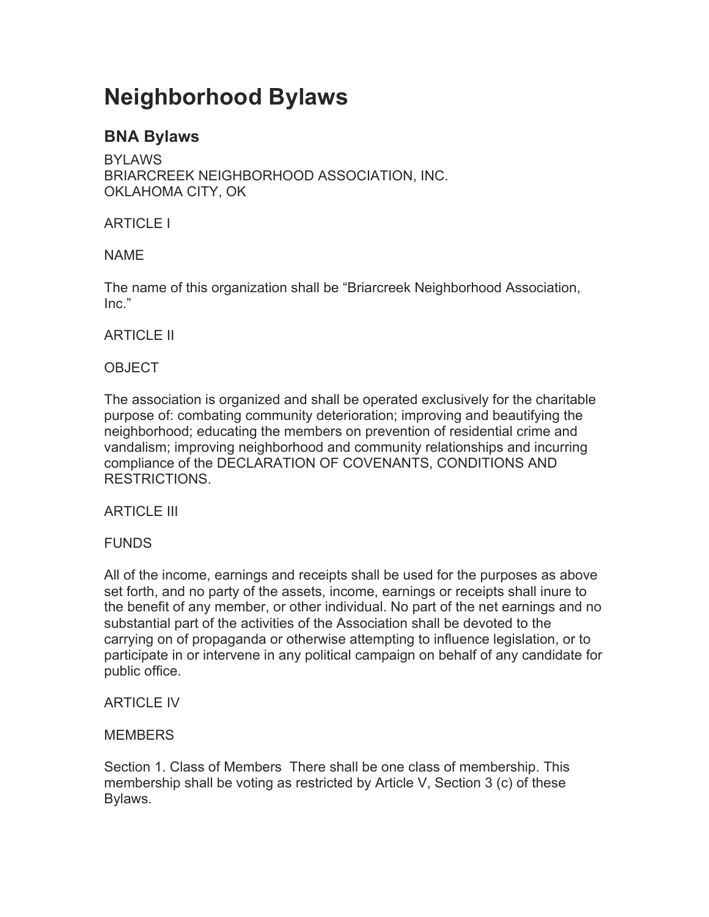# Neighborhood Bylaws

## BNA Bylaws

BYLAWS
BRIARCREEK NEIGHBORHOOD ASSOCIATION, INC.
OKLAHOMA CITY, OK

ARTICLE I

NAME

The name of this organization shall be "Briarcreek Neighborhood Association, Inc."

ARTICLE II

OBJECT

The association is organized and shall be operated exclusively for the charitable purpose of: combating community deterioration; improving and beautifying the neighborhood; educating the members on prevention of residential crime and vandalism; improving neighborhood and community relationships and incurring compliance of the DECLARATION OF COVENANTS, CONDITIONS AND RESTRICTIONS.

ARTICLE III

FUNDS

All of the income, earnings and receipts shall be used for the purposes as above set forth, and no party of the assets, income, earnings or receipts shall inure to the benefit of any member, or other individual. No part of the net earnings and no substantial part of the activities of the Association shall be devoted to the carrying on of propaganda or otherwise attempting to influence legislation, or to participate in or intervene in any political campaign on behalf of any candidate for public office.

ARTICLE IV

MEMBERS

Section 1. Class of Members There shall be one class of membership. This membership shall be voting as restricted by Article V, Section 3 (c) of these Bylaws.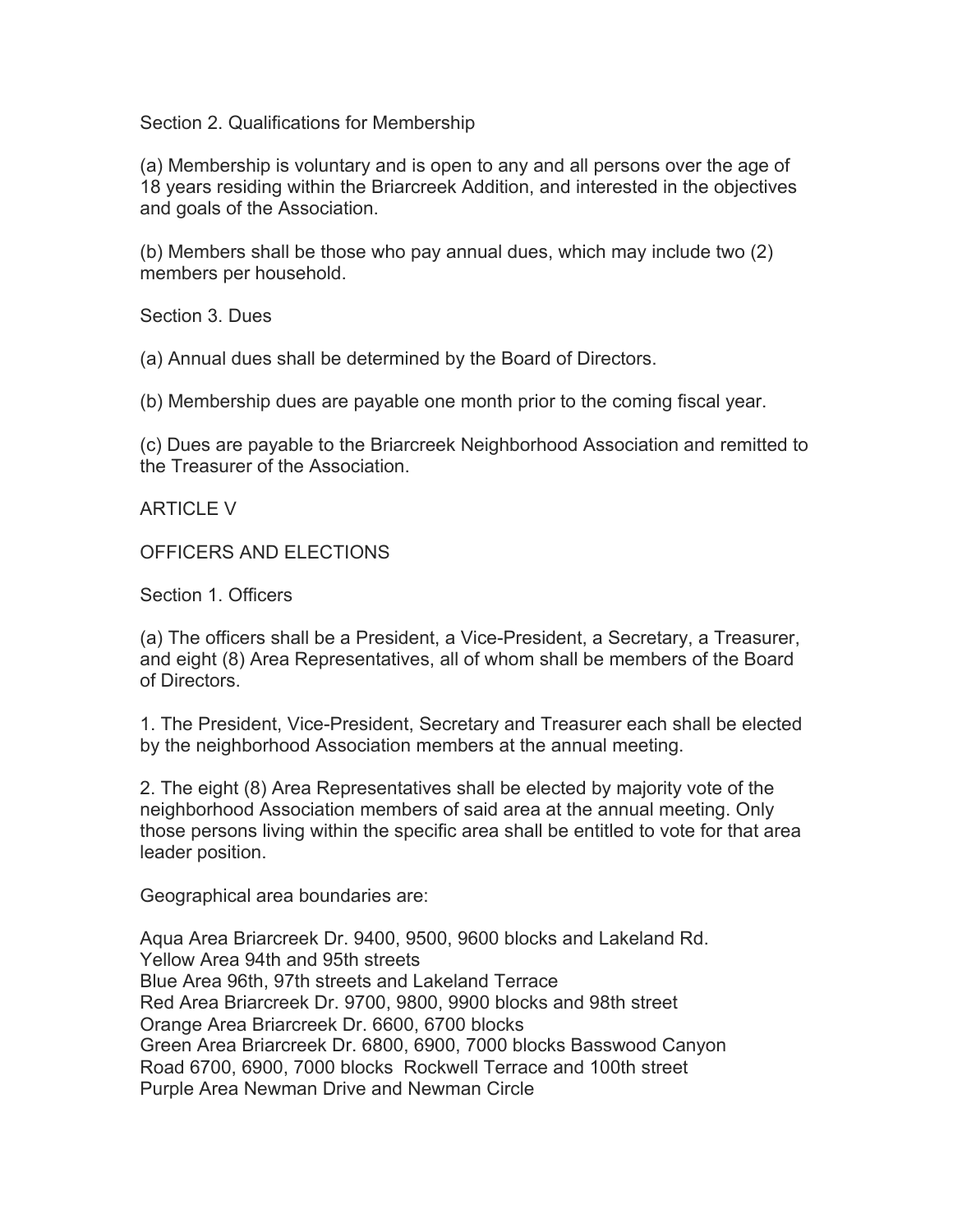Section 2. Qualifications for Membership

(a) Membership is voluntary and is open to any and all persons over the age of 18 years residing within the Briarcreek Addition, and interested in the objectives and goals of the Association.

(b) Members shall be those who pay annual dues, which may include two (2) members per household.

Section 3. Dues

(a) Annual dues shall be determined by the Board of Directors.

(b) Membership dues are payable one month prior to the coming fiscal year.

(c) Dues are payable to the Briarcreek Neighborhood Association and remitted to the Treasurer of the Association.

ARTICLE V

OFFICERS AND ELECTIONS

Section 1. Officers

(a) The officers shall be a President, a Vice-President, a Secretary, a Treasurer, and eight (8) Area Representatives, all of whom shall be members of the Board of Directors.

1. The President, Vice-President, Secretary and Treasurer each shall be elected by the neighborhood Association members at the annual meeting.

2. The eight (8) Area Representatives shall be elected by majority vote of the neighborhood Association members of said area at the annual meeting. Only those persons living within the specific area shall be entitled to vote for that area leader position.

Geographical area boundaries are:

Aqua Area Briarcreek Dr. 9400, 9500, 9600 blocks and Lakeland Rd.
Yellow Area 94th and 95th streets
Blue Area 96th, 97th streets and Lakeland Terrace
Red Area Briarcreek Dr. 9700, 9800, 9900 blocks and 98th street
Orange Area Briarcreek Dr. 6600, 6700 blocks
Green Area Briarcreek Dr. 6800, 6900, 7000 blocks Basswood Canyon Road 6700, 6900, 7000 blocks Rockwell Terrace and 100th street
Purple Area Newman Drive and Newman Circle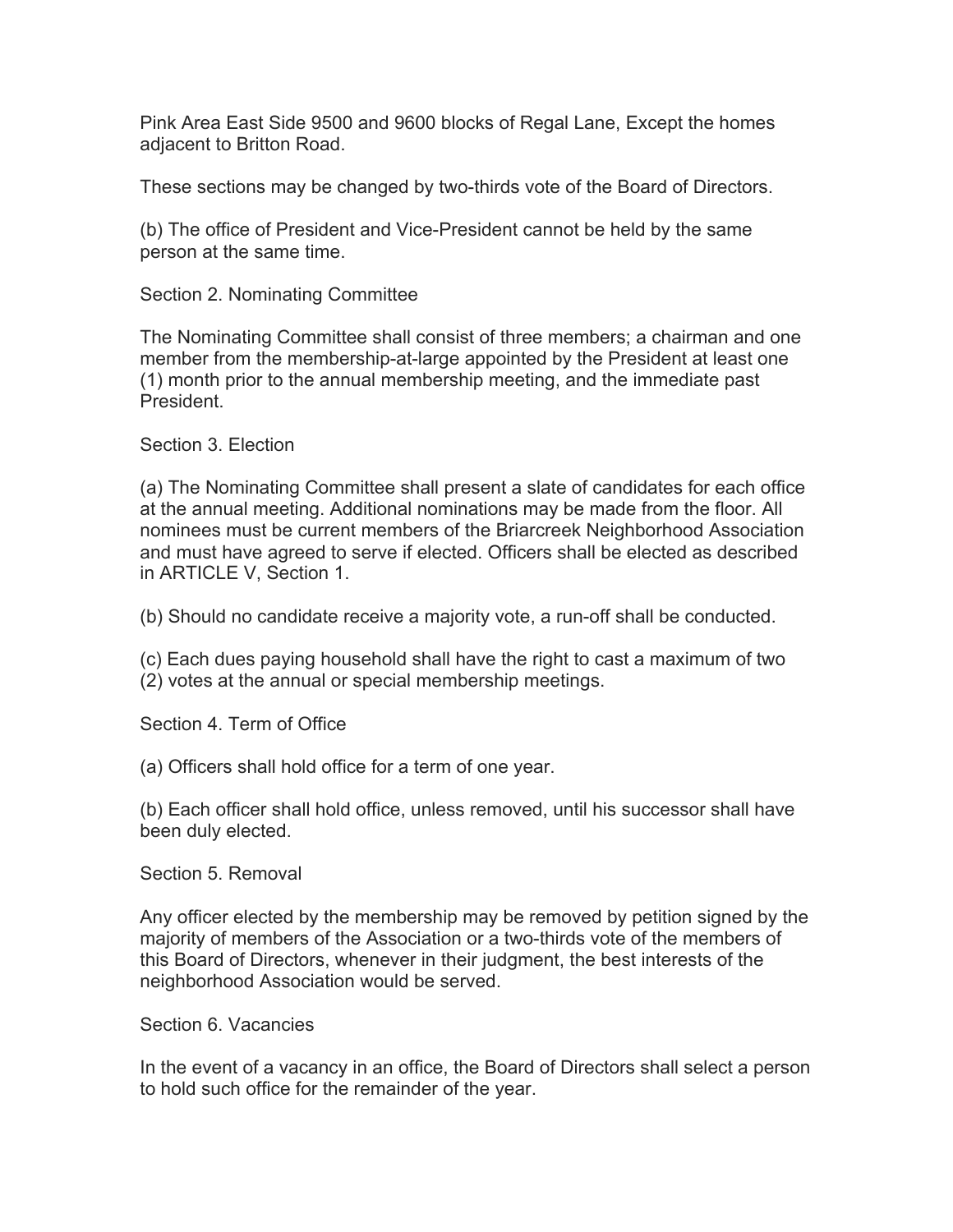Pink Area East Side 9500 and 9600 blocks of Regal Lane, Except the homes adjacent to Britton Road.

These sections may be changed by two-thirds vote of the Board of Directors.

(b) The office of President and Vice-President cannot be held by the same person at the same time.

Section 2. Nominating Committee

The Nominating Committee shall consist of three members; a chairman and one member from the membership-at-large appointed by the President at least one (1) month prior to the annual membership meeting, and the immediate past President.

Section 3. Election

(a) The Nominating Committee shall present a slate of candidates for each office at the annual meeting. Additional nominations may be made from the floor. All nominees must be current members of the Briarcreek Neighborhood Association and must have agreed to serve if elected. Officers shall be elected as described in ARTICLE V, Section 1.

(b) Should no candidate receive a majority vote, a run-off shall be conducted.

(c) Each dues paying household shall have the right to cast a maximum of two (2) votes at the annual or special membership meetings.

Section 4. Term of Office

(a) Officers shall hold office for a term of one year.

(b) Each officer shall hold office, unless removed, until his successor shall have been duly elected.

Section 5. Removal

Any officer elected by the membership may be removed by petition signed by the majority of members of the Association or a two-thirds vote of the members of this Board of Directors, whenever in their judgment, the best interests of the neighborhood Association would be served.

Section 6. Vacancies

In the event of a vacancy in an office, the Board of Directors shall select a person to hold such office for the remainder of the year.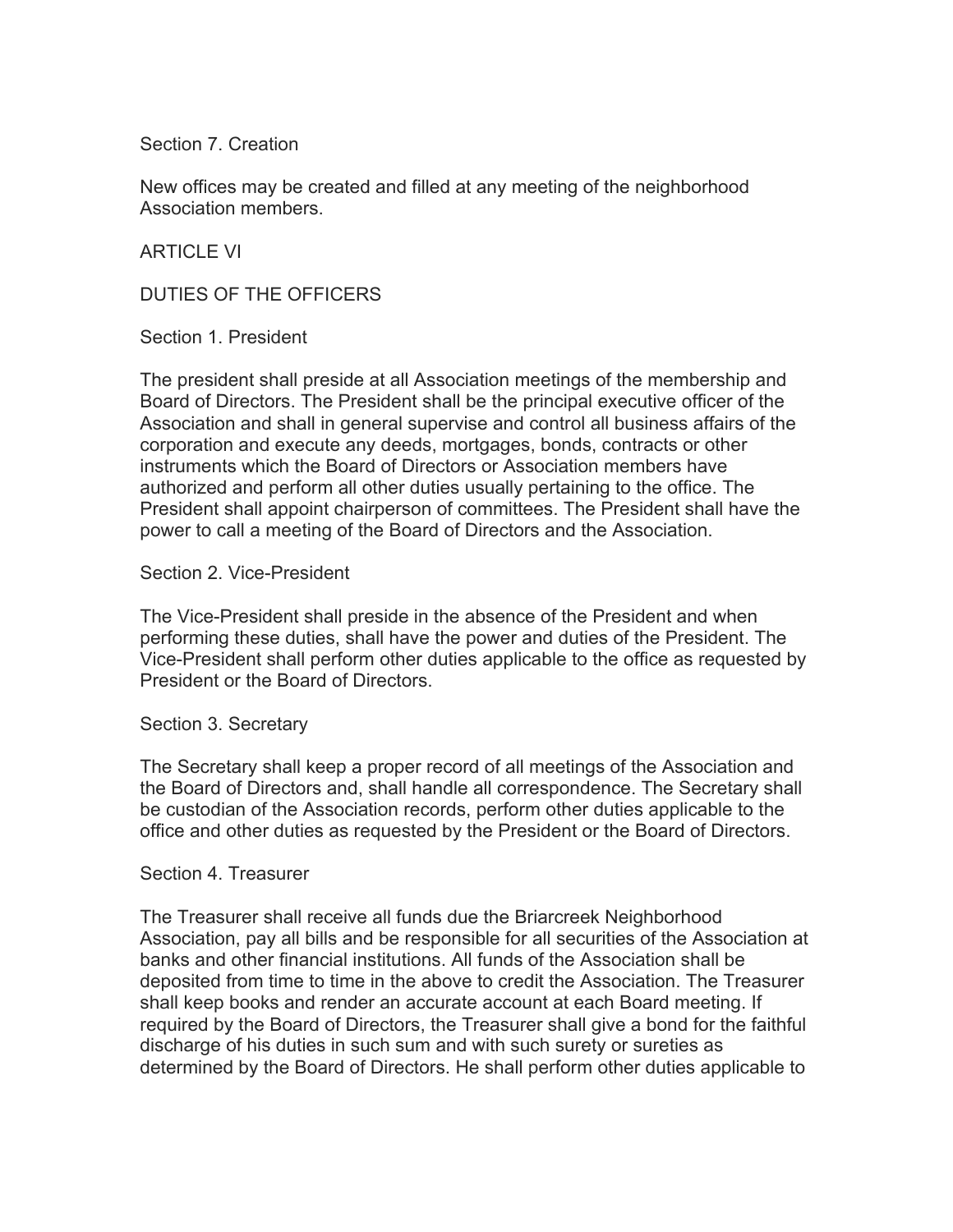Section 7. Creation

New offices may be created and filled at any meeting of the neighborhood Association members.

ARTICLE VI

DUTIES OF THE OFFICERS

Section 1. President

The president shall preside at all Association meetings of the membership and Board of Directors. The President shall be the principal executive officer of the Association and shall in general supervise and control all business affairs of the corporation and execute any deeds, mortgages, bonds, contracts or other instruments which the Board of Directors or Association members have authorized and perform all other duties usually pertaining to the office. The President shall appoint chairperson of committees. The President shall have the power to call a meeting of the Board of Directors and the Association.

Section 2. Vice-President

The Vice-President shall preside in the absence of the President and when performing these duties, shall have the power and duties of the President. The Vice-President shall perform other duties applicable to the office as requested by President or the Board of Directors.

Section 3. Secretary

The Secretary shall keep a proper record of all meetings of the Association and the Board of Directors and, shall handle all correspondence. The Secretary shall be custodian of the Association records, perform other duties applicable to the office and other duties as requested by the President or the Board of Directors.

Section 4. Treasurer

The Treasurer shall receive all funds due the Briarcreek Neighborhood Association, pay all bills and be responsible for all securities of the Association at banks and other financial institutions. All funds of the Association shall be deposited from time to time in the above to credit the Association. The Treasurer shall keep books and render an accurate account at each Board meeting. If required by the Board of Directors, the Treasurer shall give a bond for the faithful discharge of his duties in such sum and with such surety or sureties as determined by the Board of Directors. He shall perform other duties applicable to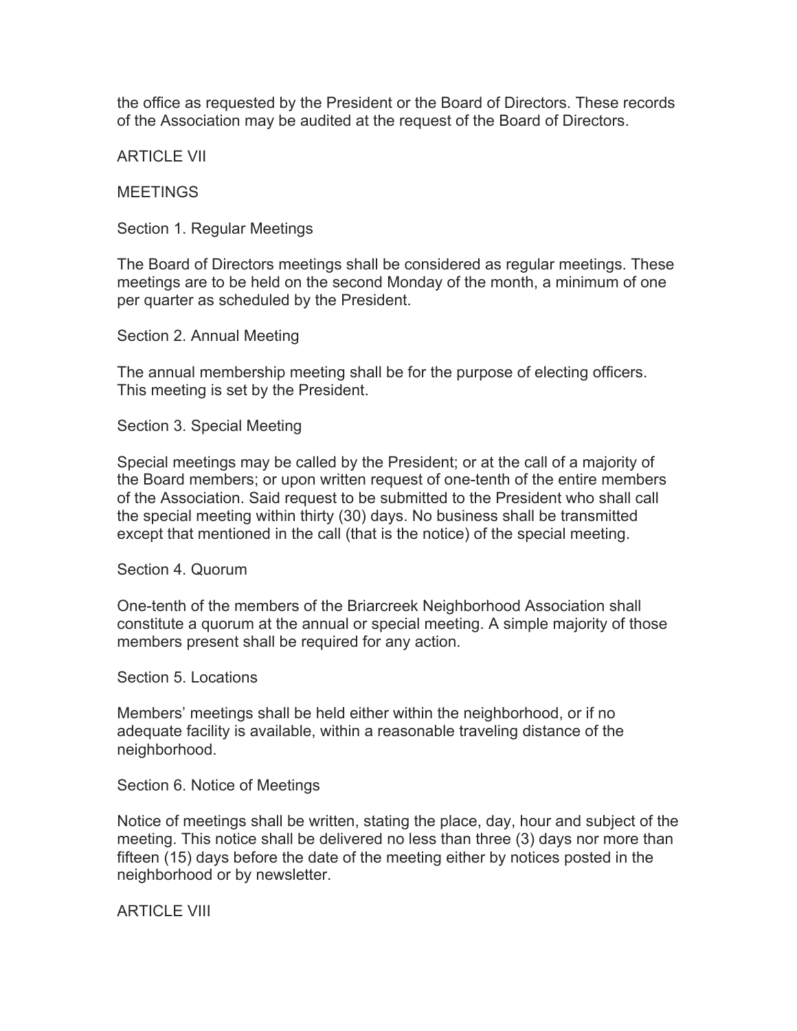the office as requested by the President or the Board of Directors. These records of the Association may be audited at the request of the Board of Directors.

## ARTICLE VII

## MEETINGS

### Section 1. Regular Meetings

The Board of Directors meetings shall be considered as regular meetings. These meetings are to be held on the second Monday of the month, a minimum of one per quarter as scheduled by the President.

### Section 2. Annual Meeting

The annual membership meeting shall be for the purpose of electing officers. This meeting is set by the President.

### Section 3. Special Meeting

Special meetings may be called by the President; or at the call of a majority of the Board members; or upon written request of one-tenth of the entire members of the Association. Said request to be submitted to the President who shall call the special meeting within thirty (30) days. No business shall be transmitted except that mentioned in the call (that is the notice) of the special meeting.

### Section 4. Quorum

One-tenth of the members of the Briarcreek Neighborhood Association shall constitute a quorum at the annual or special meeting. A simple majority of those members present shall be required for any action.

### Section 5. Locations

Members' meetings shall be held either within the neighborhood, or if no adequate facility is available, within a reasonable traveling distance of the neighborhood.

### Section 6. Notice of Meetings

Notice of meetings shall be written, stating the place, day, hour and subject of the meeting. This notice shall be delivered no less than three (3) days nor more than fifteen (15) days before the date of the meeting either by notices posted in the neighborhood or by newsletter.

## ARTICLE VIII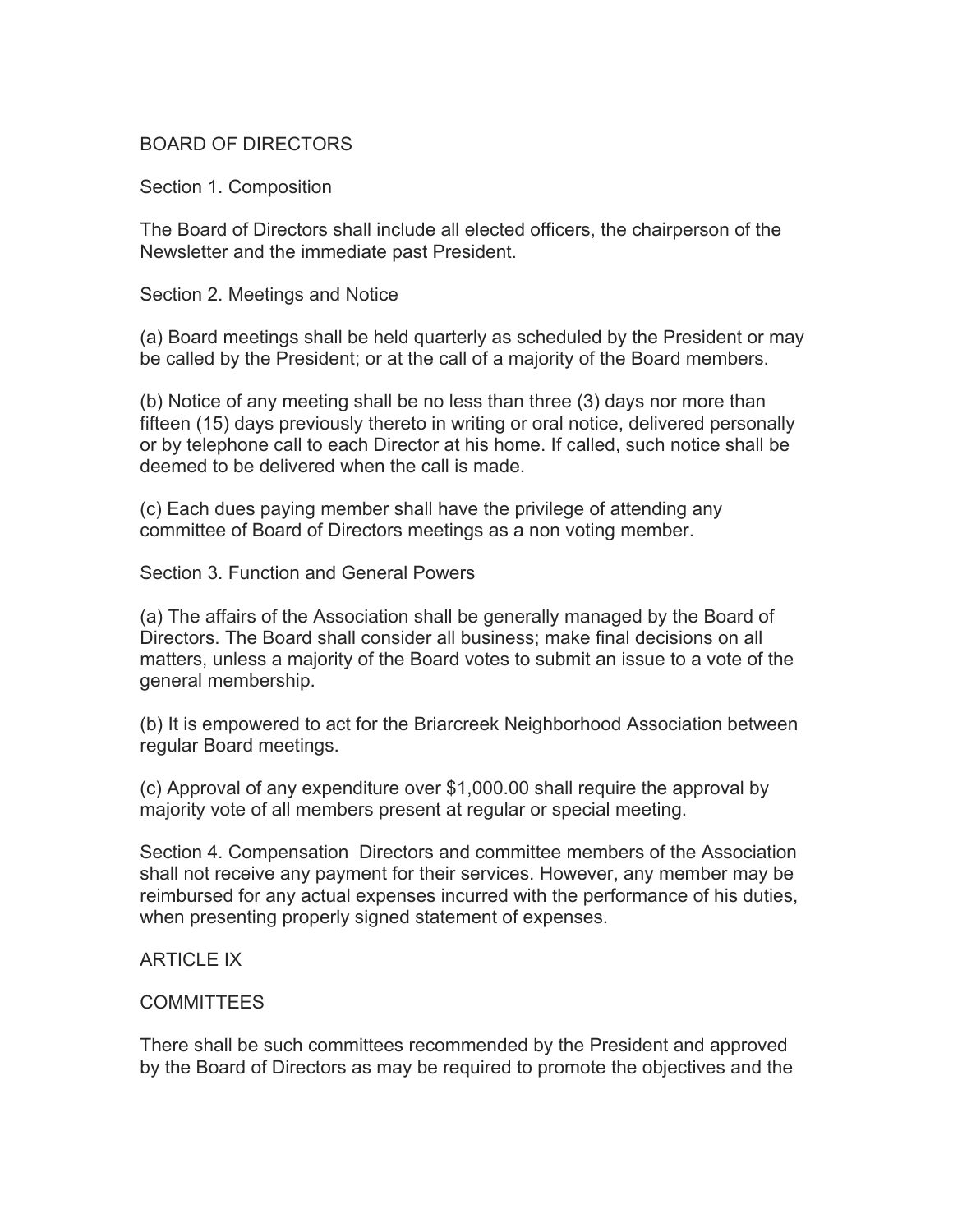## BOARD OF DIRECTORS

### Section 1. Composition

The Board of Directors shall include all elected officers, the chairperson of the Newsletter and the immediate past President.

### Section 2. Meetings and Notice

(a) Board meetings shall be held quarterly as scheduled by the President or may be called by the President; or at the call of a majority of the Board members.

(b) Notice of any meeting shall be no less than three (3) days nor more than fifteen (15) days previously thereto in writing or oral notice, delivered personally or by telephone call to each Director at his home. If called, such notice shall be deemed to be delivered when the call is made.

(c) Each dues paying member shall have the privilege of attending any committee of Board of Directors meetings as a non voting member.

### Section 3. Function and General Powers

(a) The affairs of the Association shall be generally managed by the Board of Directors. The Board shall consider all business; make final decisions on all matters, unless a majority of the Board votes to submit an issue to a vote of the general membership.

(b) It is empowered to act for the Briarcreek Neighborhood Association between regular Board meetings.

(c) Approval of any expenditure over $1,000.00 shall require the approval by majority vote of all members present at regular or special meeting.

**Section 4. Compensation** Directors and committee members of the Association shall not receive any payment for their services. However, any member may be reimbursed for any actual expenses incurred with the performance of his duties, when presenting properly signed statement of expenses.

## ARTICLE IX

## COMMITTEES

There shall be such committees recommended by the President and approved by the Board of Directors as may be required to promote the objectives and the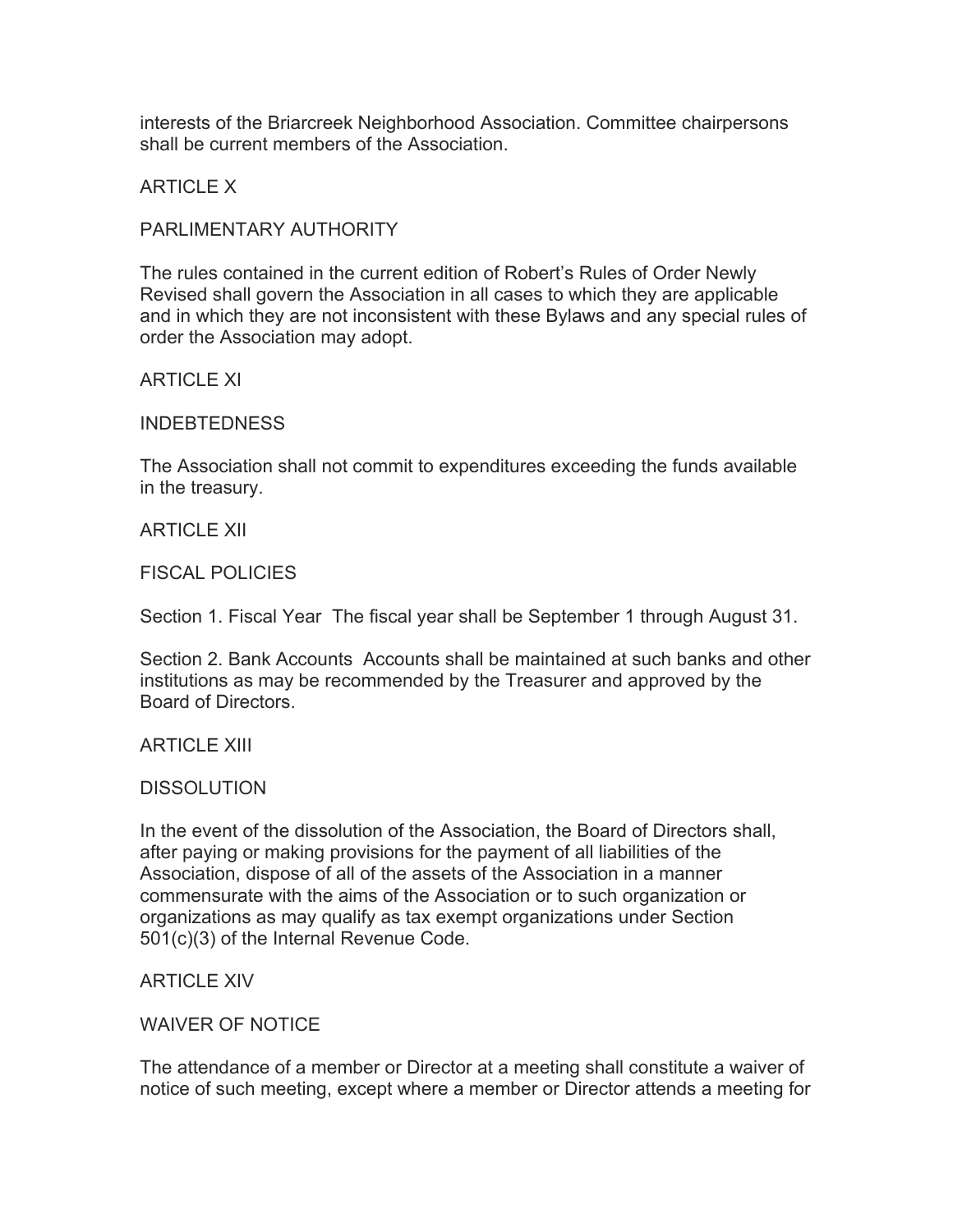interests of the Briarcreek Neighborhood Association. Committee chairpersons shall be current members of the Association.

## ARTICLE X

## PARLIMENTARY AUTHORITY

The rules contained in the current edition of Robert's Rules of Order Newly Revised shall govern the Association in all cases to which they are applicable and in which they are not inconsistent with these Bylaws and any special rules of order the Association may adopt.

## ARTICLE XI

## INDEBTEDNESS

The Association shall not commit to expenditures exceeding the funds available in the treasury.

## ARTICLE XII

## FISCAL POLICIES

Section 1. Fiscal Year  The fiscal year shall be September 1 through August 31.

Section 2. Bank Accounts  Accounts shall be maintained at such banks and other institutions as may be recommended by the Treasurer and approved by the Board of Directors.

## ARTICLE XIII

## DISSOLUTION

In the event of the dissolution of the Association, the Board of Directors shall, after paying or making provisions for the payment of all liabilities of the Association, dispose of all of the assets of the Association in a manner commensurate with the aims of the Association or to such organization or organizations as may qualify as tax exempt organizations under Section 501(c)(3) of the Internal Revenue Code.

## ARTICLE XIV

## WAIVER OF NOTICE

The attendance of a member or Director at a meeting shall constitute a waiver of notice of such meeting, except where a member or Director attends a meeting for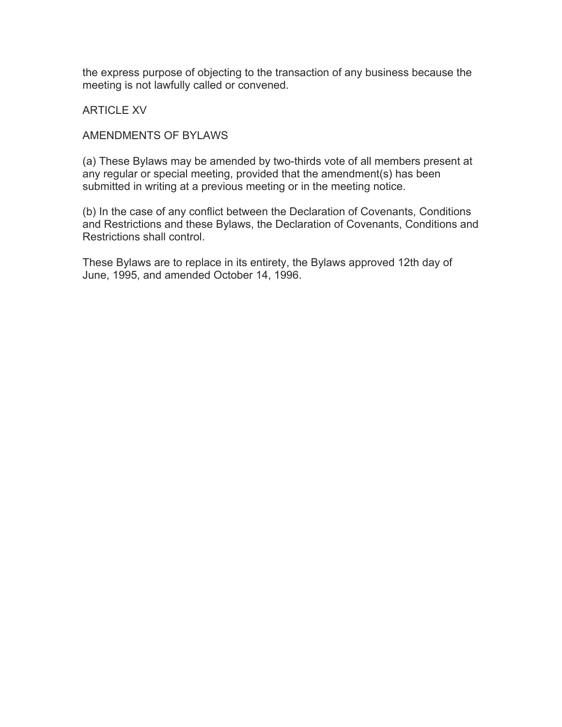the express purpose of objecting to the transaction of any business because the meeting is not lawfully called or convened.

## ARTICLE XV

## AMENDMENTS OF BYLAWS

(a) These Bylaws may be amended by two-thirds vote of all members present at any regular or special meeting, provided that the amendment(s) has been submitted in writing at a previous meeting or in the meeting notice.

(b) In the case of any conflict between the Declaration of Covenants, Conditions and Restrictions and these Bylaws, the Declaration of Covenants, Conditions and Restrictions shall control.

These Bylaws are to replace in its entirety, the Bylaws approved 12th day of June, 1995, and amended October 14, 1996.